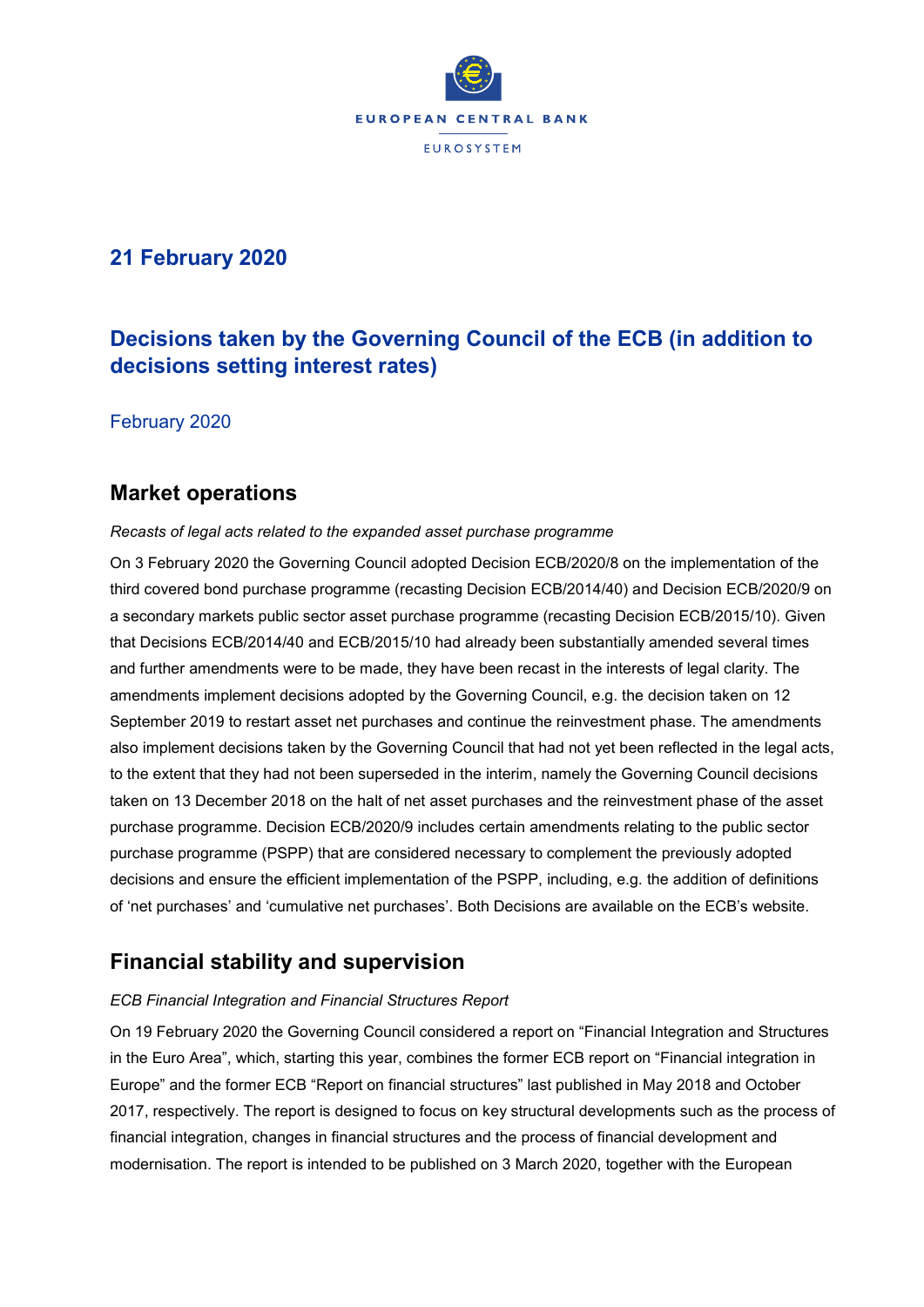## 21 February 2020

# Decisions taken by the Governing Council of the ECB (in addition to decisions setting interest rates)

February 2020

## Market operations

*Recasts of legal acts related to the expanded asset purchase programme*

On 3 February 2020 the Governing Council adopted Decision ECB/2020/8 on the implementation of the third covered bond purchase programme (recasting Decision ECB/2014/40) and Decision ECB/2020/9 on a secondary markets public sector asset purchase programme (recasting Decision ECB/2015/10). Given that Decisions ECB/2014/40 and ECB/2015/10 had already been substantially amended several times and further amendments were to be made, they have been recast in the interests of legal clarity. The amendments implement decisions adopted by the Governing Council, e.g. the decision taken on 12 September 2019 to restart asset net purchases and continue the reinvestment phase. The amendments also implement decisions taken by the Governing Council that had not yet been reflected in the legal acts, to the extent that they had not been superseded in the interim, namely the Governing Council decisions taken on 13 December 2018 on the halt of net asset purchases and the reinvestment phase of the asset purchase programme. Decision ECB/2020/9 includes certain amendments relating to the public sector purchase programme (PSPP) that are considered necessary to complement the previously adopted decisions and ensure the efficient implementation of the PSPP, including, e.g. the addition of definitions of 'net purchases' and 'cumulative net purchases'. Both Decisions are available on the ECB's website.

## Financial stability and supervision

*ECB Financial Integration and Financial Structures Report*

On 19 February 2020 the Governing Council considered a report on "Financial Integration and Structures in the Euro Area", which, starting this year, combines the former ECB report on "Financial integration in Europe" and the former ECB "Report on financial structures" last published in May 2018 and October 2017, respectively. The report is designed to focus on key structural developments such as the process of financial integration, changes in financial structures and the process of financial development and modernisation. The report is intended to be published on 3 March 2020, together with the European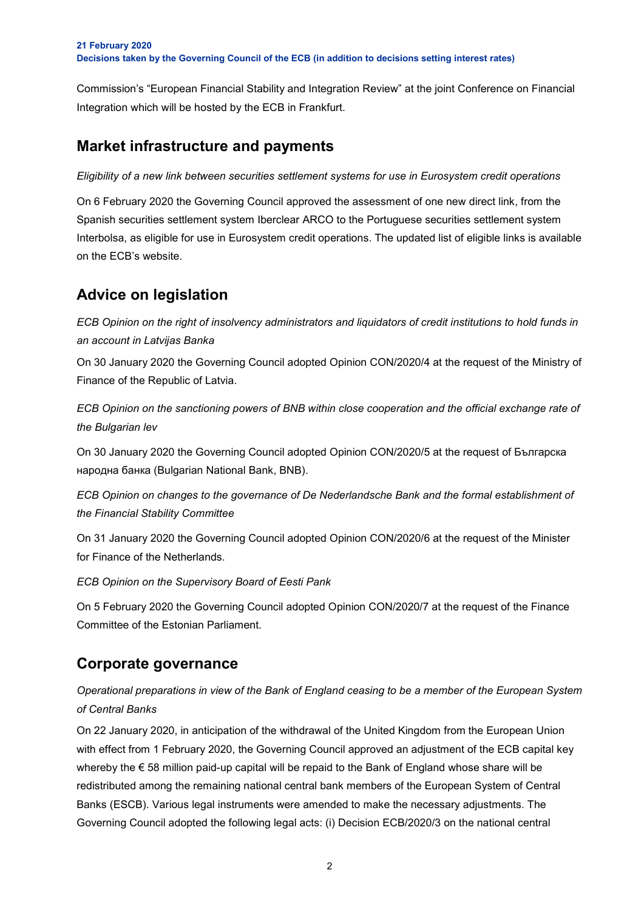Commission's "European Financial Stability and Integration Review" at the joint Conference on Financial Integration which will be hosted by the ECB in Frankfurt.

## Market infrastructure and payments

*Eligibility of a new link between securities settlement systems for use in Eurosystem credit operations*

On 6 February 2020 the Governing Council approved the assessment of one new direct link, from the Spanish securities settlement system Iberclear ARCO to the Portuguese securities settlement system Interbolsa, as eligible for use in Eurosystem credit operations. The updated list of eligible links is available on the ECB's website.

## Advice on legislation

*ECB Opinion on the right of insolvency administrators and liquidators of credit institutions to hold funds in an account in Latvijas Banka*

On 30 January 2020 the Governing Council adopted Opinion CON/2020/4 at the request of the Ministry of Finance of the Republic of Latvia.

*ECB Opinion on the sanctioning powers of BNB within close cooperation and the official exchange rate of the Bulgarian lev*

On 30 January 2020 the Governing Council adopted Opinion CON/2020/5 at the request of Българска народна банка (Bulgarian National Bank, BNB).

*ECB Opinion on changes to the governance of De Nederlandsche Bank and the formal establishment of the Financial Stability Committee*

On 31 January 2020 the Governing Council adopted Opinion CON/2020/6 at the request of the Minister for Finance of the Netherlands.

*ECB Opinion on the Supervisory Board of Eesti Pank*

On 5 February 2020 the Governing Council adopted Opinion CON/2020/7 at the request of the Finance Committee of the Estonian Parliament.

## Corporate governance

*Operational preparations in view of the Bank of England ceasing to be a member of the European System of Central Banks*

On 22 January 2020, in anticipation of the withdrawal of the United Kingdom from the European Union with effect from 1 February 2020, the Governing Council approved an adjustment of the ECB capital key whereby the € 58 million paid-up capital will be repaid to the Bank of England whose share will be redistributed among the remaining national central bank members of the European System of Central Banks (ESCB). Various legal instruments were amended to make the necessary adjustments. The Governing Council adopted the following legal acts: (i) Decision ECB/2020/3 on the national central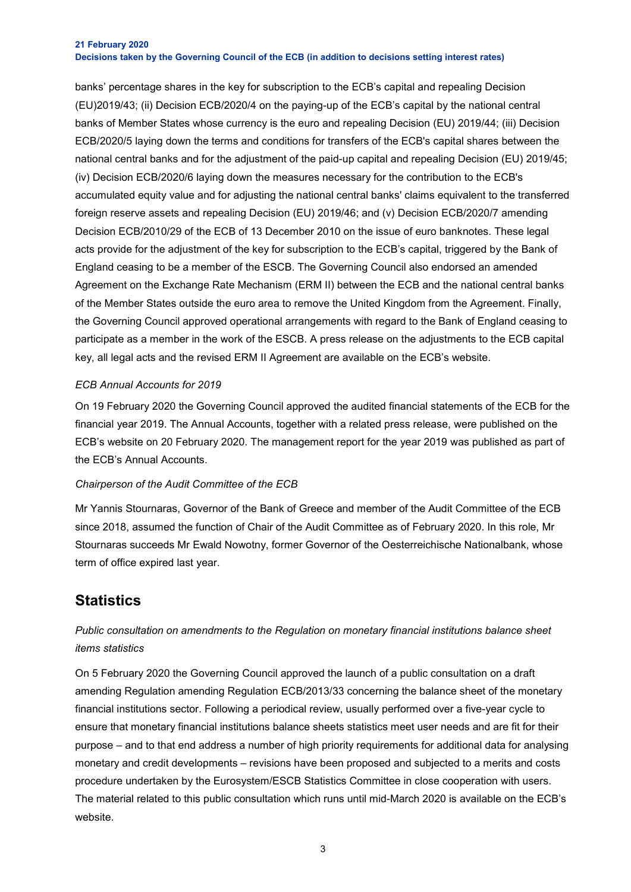banks' percentage shares in the key for subscription to the ECB's capital and repealing Decision (EU)2019/43; (ii) Decision ECB/2020/4 on the paying-up of the ECB's capital by the national central banks of Member States whose currency is the euro and repealing Decision (EU) 2019/44; (iii) Decision ECB/2020/5 laying down the terms and conditions for transfers of the ECB's capital shares between the national central banks and for the adjustment of the paid-up capital and repealing Decision (EU) 2019/45; (iv) Decision ECB/2020/6 laying down the measures necessary for the contribution to the ECB's accumulated equity value and for adjusting the national central banks' claims equivalent to the transferred foreign reserve assets and repealing Decision (EU) 2019/46; and (v) Decision ECB/2020/7 amending Decision ECB/2010/29 of the ECB of 13 December 2010 on the issue of euro banknotes. These legal acts provide for the adjustment of the key for subscription to the ECB's capital, triggered by the Bank of England ceasing to be a member of the ESCB. The Governing Council also endorsed an amended Agreement on the Exchange Rate Mechanism (ERM II) between the ECB and the national central banks of the Member States outside the euro area to remove the United Kingdom from the Agreement. Finally, the Governing Council approved operational arrangements with regard to the Bank of England ceasing to participate as a member in the work of the ESCB. A press release on the adjustments to the ECB capital key, all legal acts and the revised ERM II Agreement are available on the ECB's website.

*ECB Annual Accounts for 2019*

On 19 February 2020 the Governing Council approved the audited financial statements of the ECB for the financial year 2019. The Annual Accounts, together with a related press release, were published on the ECB's website on 20 February 2020. The management report for the year 2019 was published as part of the ECB's Annual Accounts.

*Chairperson of the Audit Committee of the ECB*

Mr Yannis Stournaras, Governor of the Bank of Greece and member of the Audit Committee of the ECB since 2018, assumed the function of Chair of the Audit Committee as of February 2020. In this role, Mr Stournaras succeeds Mr Ewald Nowotny, former Governor of the Oesterreichische Nationalbank, whose term of office expired last year.

## Statistics

*Public consultation on amendments to the Regulation on monetary financial institutions balance sheet items statistics*

On 5 February 2020 the Governing Council approved the launch of a public consultation on a draft amending Regulation amending Regulation ECB/2013/33 concerning the balance sheet of the monetary financial institutions sector. Following a periodical review, usually performed over a five-year cycle to ensure that monetary financial institutions balance sheets statistics meet user needs and are fit for their purpose – and to that end address a number of high priority requirements for additional data for analysing monetary and credit developments – revisions have been proposed and subjected to a merits and costs procedure undertaken by the Eurosystem/ESCB Statistics Committee in close cooperation with users. The material related to this public consultation which runs until mid-March 2020 is available on the ECB's website.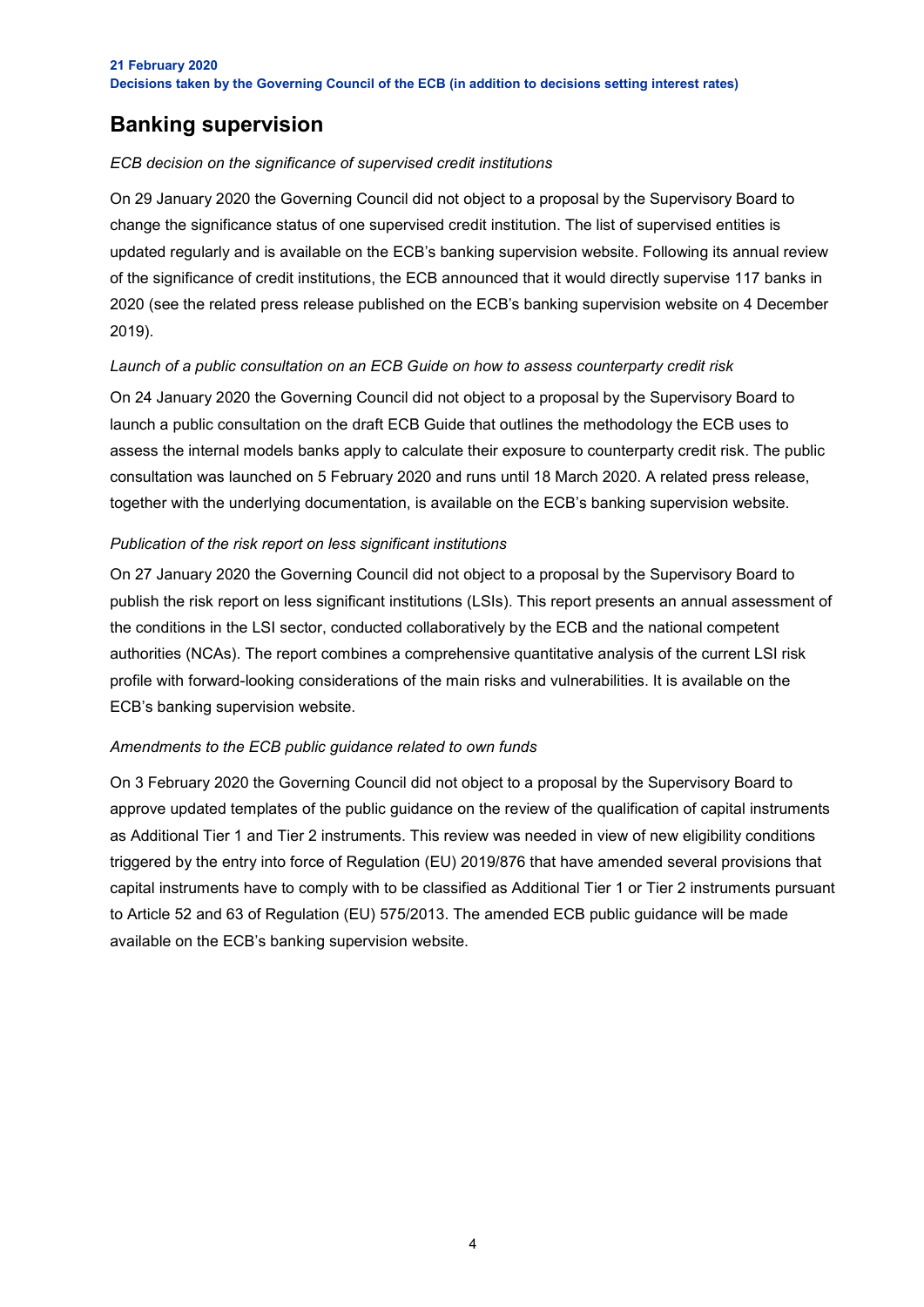## Banking supervision

*ECB decision on the significance of supervised credit institutions*

On 29 January 2020 the Governing Council did not object to a proposal by the Supervisory Board to change the significance status of one supervised credit institution. The list of supervised entities is updated regularly and is available on the ECB's banking supervision website. Following its annual review of the significance of credit institutions, the ECB announced that it would directly supervise 117 banks in 2020 (see the related press release published on the ECB's banking supervision website on 4 December 2019).

*Launch of a public consultation on an ECB Guide on how to assess counterparty credit risk*

On 24 January 2020 the Governing Council did not object to a proposal by the Supervisory Board to launch a public consultation on the draft ECB Guide that outlines the methodology the ECB uses to assess the internal models banks apply to calculate their exposure to counterparty credit risk. The public consultation was launched on 5 February 2020 and runs until 18 March 2020. A related press release, together with the underlying documentation, is available on the ECB's banking supervision website.

*Publication of the risk report on less significant institutions*

On 27 January 2020 the Governing Council did not object to a proposal by the Supervisory Board to publish the risk report on less significant institutions (LSIs). This report presents an annual assessment of the conditions in the LSI sector, conducted collaboratively by the ECB and the national competent authorities (NCAs). The report combines a comprehensive quantitative analysis of the current LSI risk profile with forward-looking considerations of the main risks and vulnerabilities. It is available on the ECB's banking supervision website.

*Amendments to the ECB public guidance related to own funds*

On 3 February 2020 the Governing Council did not object to a proposal by the Supervisory Board to approve updated templates of the public guidance on the review of the qualification of capital instruments as Additional Tier 1 and Tier 2 instruments. This review was needed in view of new eligibility conditions triggered by the entry into force of Regulation (EU) 2019/876 that have amended several provisions that capital instruments have to comply with to be classified as Additional Tier 1 or Tier 2 instruments pursuant to Article 52 and 63 of Regulation (EU) 575/2013. The amended ECB public guidance will be made available on the ECB's banking supervision website.